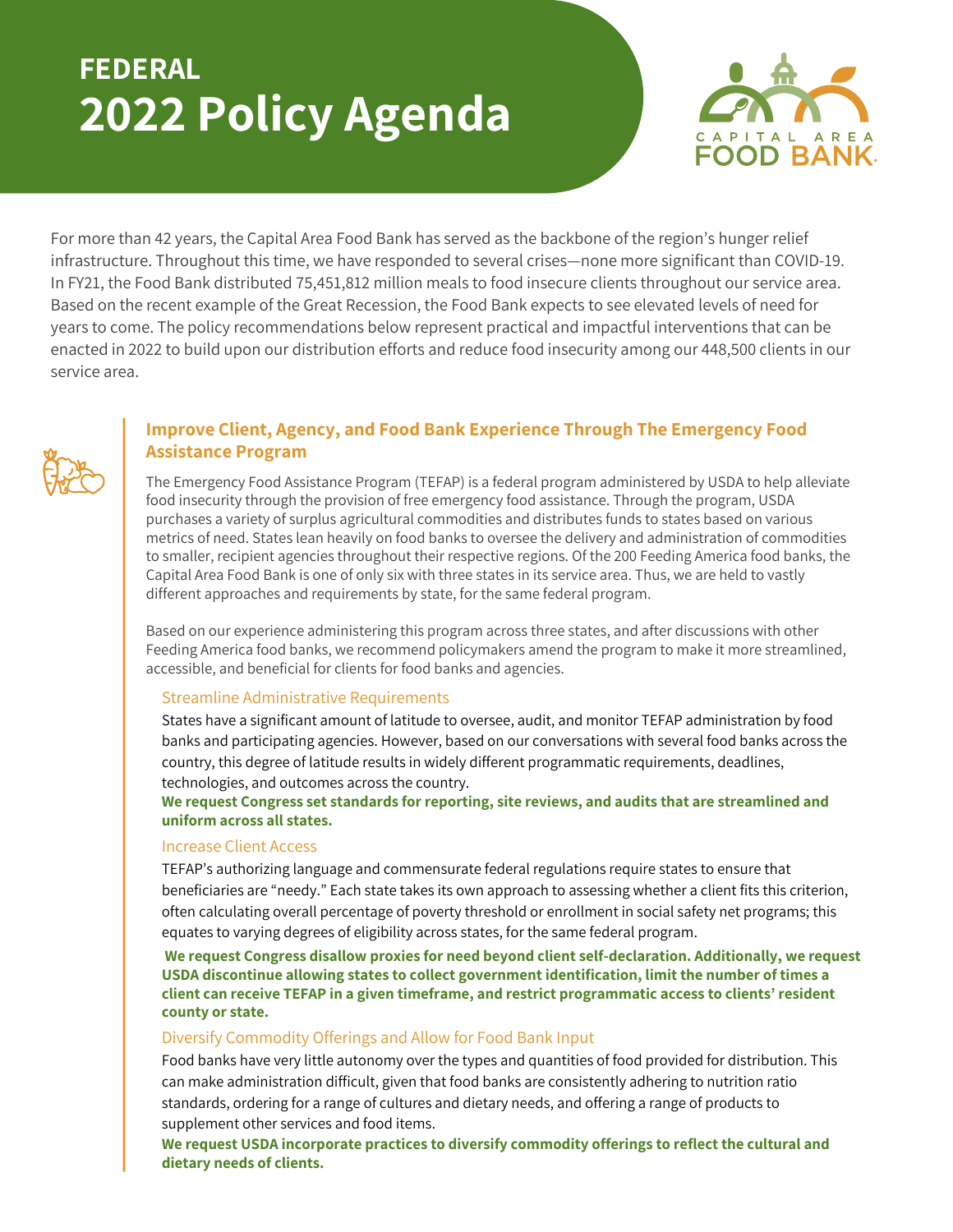# FEDERAL
# 2022 Policy Agenda

For more than 42 years, the Capital Area Food Bank has served as the backbone of the region's hunger relief infrastructure. Throughout this time, we have responded to several crises—none more significant than COVID-19. In FY21, the Food Bank distributed 75,451,812 million meals to food insecure clients throughout our service area. Based on the recent example of the Great Recession, the Food Bank expects to see elevated levels of need for years to come. The policy recommendations below represent practical and impactful interventions that can be enacted in 2022 to build upon our distribution efforts and reduce food insecurity among our 448,500 clients in our service area.

## Improve Client, Agency, and Food Bank Experience Through The Emergency Food Assistance Program

The Emergency Food Assistance Program (TEFAP) is a federal program administered by USDA to help alleviate food insecurity through the provision of free emergency food assistance. Through the program, USDA purchases a variety of surplus agricultural commodities and distributes funds to states based on various metrics of need. States lean heavily on food banks to oversee the delivery and administration of commodities to smaller, recipient agencies throughout their respective regions. Of the 200 Feeding America food banks, the Capital Area Food Bank is one of only six with three states in its service area. Thus, we are held to vastly different approaches and requirements by state, for the same federal program.

Based on our experience administering this program across three states, and after discussions with other Feeding America food banks, we recommend policymakers amend the program to make it more streamlined, accessible, and beneficial for clients for food banks and agencies.

### Streamline Administrative Requirements

States have a significant amount of latitude to oversee, audit, and monitor TEFAP administration by food banks and participating agencies. However, based on our conversations with several food banks across the country, this degree of latitude results in widely different programmatic requirements, deadlines, technologies, and outcomes across the country.

**We request Congress set standards for reporting, site reviews, and audits that are streamlined and uniform across all states.**

### Increase Client Access

TEFAP's authorizing language and commensurate federal regulations require states to ensure that beneficiaries are "needy." Each state takes its own approach to assessing whether a client fits this criterion, often calculating overall percentage of poverty threshold or enrollment in social safety net programs; this equates to varying degrees of eligibility across states, for the same federal program.

**We request Congress disallow proxies for need beyond client self-declaration. Additionally, we request USDA discontinue allowing states to collect government identification, limit the number of times a client can receive TEFAP in a given timeframe, and restrict programmatic access to clients' resident county or state.**

### Diversify Commodity Offerings and Allow for Food Bank Input

Food banks have very little autonomy over the types and quantities of food provided for distribution. This can make administration difficult, given that food banks are consistently adhering to nutrition ratio standards, ordering for a range of cultures and dietary needs, and offering a range of products to supplement other services and food items.

**We request USDA incorporate practices to diversify commodity offerings to reflect the cultural and dietary needs of clients.**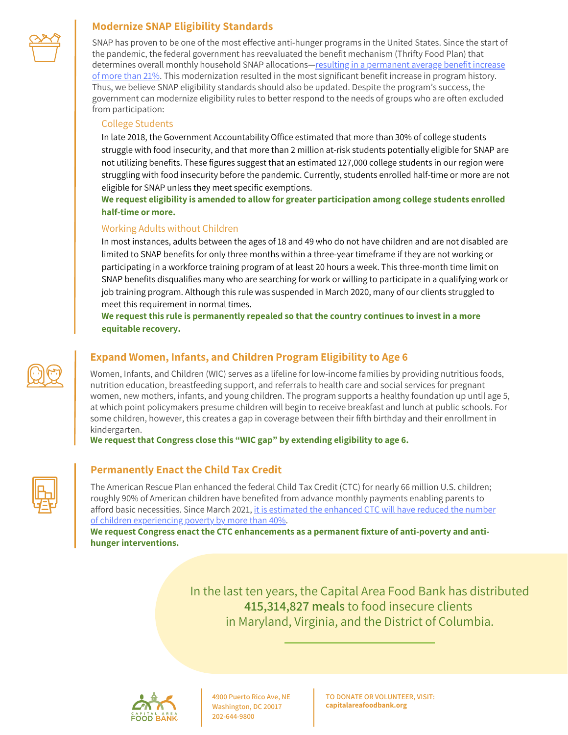## Modernize SNAP Eligibility Standards

SNAP has proven to be one of the most effective anti-hunger programs in the United States. Since the start of the pandemic, the federal government has reevaluated the benefit mechanism (Thrifty Food Plan) that determines overall monthly household SNAP allocations—resulting in a permanent average benefit increase of more than 21%. This modernization resulted in the most significant benefit increase in program history. Thus, we believe SNAP eligibility standards should also be updated. Despite the program's success, the government can modernize eligibility rules to better respond to the needs of groups who are often excluded from participation:

### College Students

In late 2018, the Government Accountability Office estimated that more than 30% of college students struggle with food insecurity, and that more than 2 million at-risk students potentially eligible for SNAP are not utilizing benefits. These figures suggest that an estimated 127,000 college students in our region were struggling with food insecurity before the pandemic. Currently, students enrolled half-time or more are not eligible for SNAP unless they meet specific exemptions.

**We request eligibility is amended to allow for greater participation among college students enrolled half-time or more.**

### Working Adults without Children

In most instances, adults between the ages of 18 and 49 who do not have children and are not disabled are limited to SNAP benefits for only three months within a three-year timeframe if they are not working or participating in a workforce training program of at least 20 hours a week. This three-month time limit on SNAP benefits disqualifies many who are searching for work or willing to participate in a qualifying work or job training program. Although this rule was suspended in March 2020, many of our clients struggled to meet this requirement in normal times.

**We request this rule is permanently repealed so that the country continues to invest in a more equitable recovery.**

## Expand Women, Infants, and Children Program Eligibility to Age 6

Women, Infants, and Children (WIC) serves as a lifeline for low-income families by providing nutritious foods, nutrition education, breastfeeding support, and referrals to health care and social services for pregnant women, new mothers, infants, and young children. The program supports a healthy foundation up until age 5, at which point policymakers presume children will begin to receive breakfast and lunch at public schools. For some children, however, this creates a gap in coverage between their fifth birthday and their enrollment in kindergarten.

**We request that Congress close this "WIC gap" by extending eligibility to age 6.**

## Permanently Enact the Child Tax Credit

The American Rescue Plan enhanced the federal Child Tax Credit (CTC) for nearly 66 million U.S. children; roughly 90% of American children have benefited from advance monthly payments enabling parents to afford basic necessities. Since March 2021, it is estimated the enhanced CTC will have reduced the number of children experiencing poverty by more than 40%.

**We request Congress enact the CTC enhancements as a permanent fixture of anti-poverty and anti-hunger interventions.**

In the last ten years, the Capital Area Food Bank has distributed **415,314,827 meals** to food insecure clients in Maryland, Virginia, and the District of Columbia.

CAPITAL AREA FOOD BANK

4900 Puerto Rico Ave, NE
Washington, DC 20017
202-644-9800

TO DONATE OR VOLUNTEER, VISIT:
**capitalareafoodbank.org**